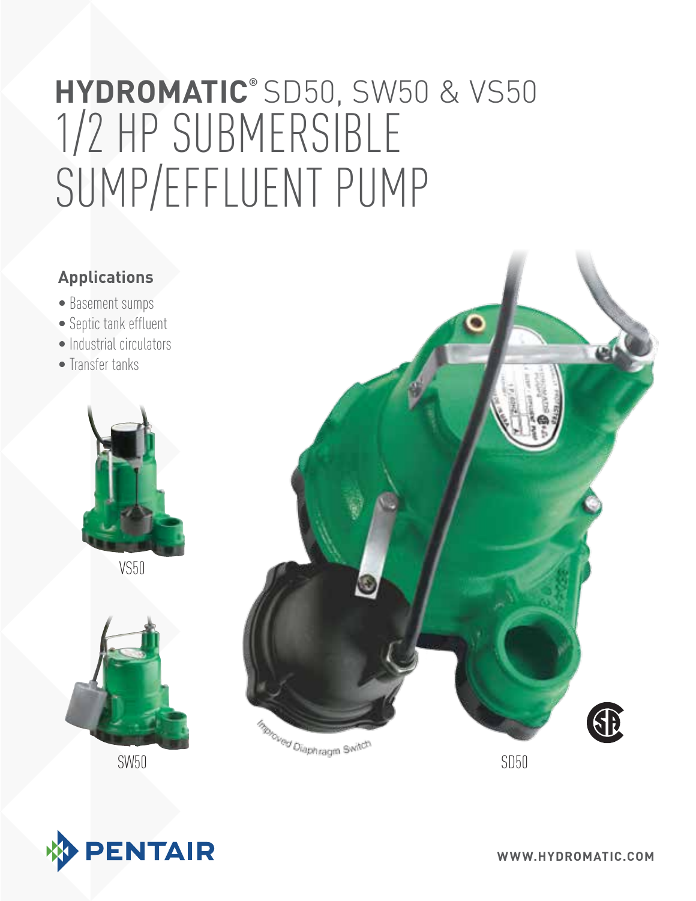# HYDROMATIC® SD50, SW50 & VS50 1/2 HP SUBMERSIBLE SUMP/EFFLUENT PUMP

## Applications

- Basement sumps
- Septic tank effluent
- Industrial circulators
- Transfer tanks

VS50

SW50

Improved Diaphragm Switch

SD50

PENTAIR

WWW.HYDROMATIC.COM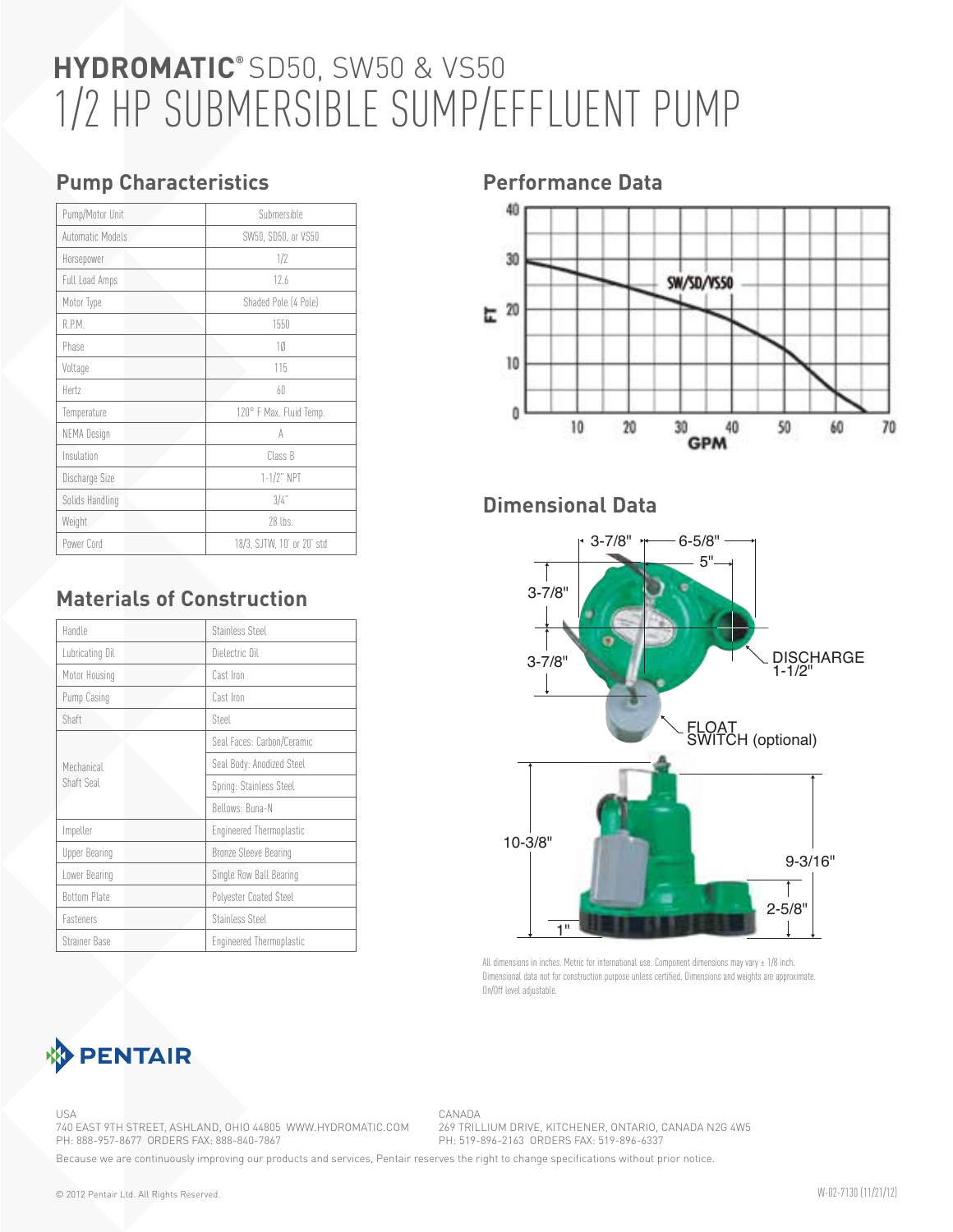# HYDROMATIC® SD50, SW50 & VS50

# 1/2 HP SUBMERSIBLE SUMP/EFFLUENT PUMP

## Pump Characteristics

| | |
|---|---|
| Pump/Motor Unit | Submersible |
| Automatic Models | SW50, SD50, or VS50 |
| Horsepower | 1/2 |
| Full Load Amps | 12.6 |
| Motor Type | Shaded Pole (4 Pole) |
| R.P.M. | 1550 |
| Phase | 1Ø |
| Voltage | 115 |
| Hertz | 60 |
| Temperature | 120° F Max. Fluid Temp. |
| NEMA Design | A |
| Insulation | Class B |
| Discharge Size | 1-1/2" NPT |
| Solids Handling | 3/4" |
| Weight | 28 lbs. |
| Power Cord | 18/3, SJTW, 10' or 20' std |

## Materials of Construction

| | |
|---|---|
| Handle | Stainless Steel |
| Lubricating Oil | Dielectric Oil |
| Motor Housing | Cast Iron |
| Pump Casing | Cast Iron |
| Shaft | Steel |
| Mechanical Shaft Seal | Seal Faces: Carbon/Ceramic |
| | Seal Body: Anodized Steel |
| | Spring: Stainless Steel |
| | Bellows: Buna-N |
| Impeller | Engineered Thermoplastic |
| Upper Bearing | Bronze Sleeve Bearing |
| Lower Bearing | Single Row Ball Bearing |
| Bottom Plate | Polyester Coated Steel |
| Fasteners | Stainless Steel |
| Strainer Base | Engineered Thermoplastic |

## Performance Data

FT
0
10
20
30
40
GPM
10
20
30
40
50
60
70
SW/SD/VS50

## Dimensional Data

3-7/8"
6-5/8"
5"
3-7/8"
3-7/8"
DISCHARGE 1-1/2"
FLOAT SWITCH (optional)
10-3/8"
9-3/16"
2-5/8"
1"

All dimensions in inches. Metric for international use. Component dimensions may vary ± 1/8 inch. Dimensional data not for construction purpose unless certified. Dimensions and weights are approximate. On/Off level adjustable.

PENTAIR

USA
740 EAST 9TH STREET, ASHLAND, OHIO 44805 WWW.HYDROMATIC.COM
PH: 888-957-8677 ORDERS FAX: 888-840-7867

CANADA
269 TRILLIUM DRIVE, KITCHENER, ONTARIO, CANADA N2G 4W5
PH: 519-896-2163 ORDERS FAX: 519-896-6337

Because we are continuously improving our products and services, Pentair reserves the right to change specifications without prior notice.

© 2012 Pentair Ltd. All Rights Reserved.

W-02-7130 (11/21/12)